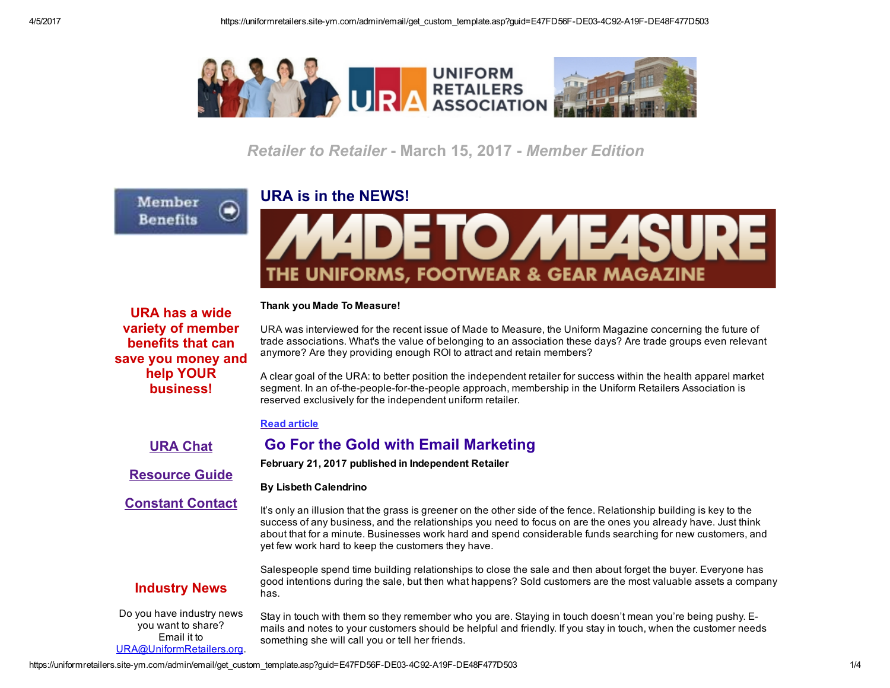# Retailer to Retailer - March 15, 2017 - *Member Edition*

## URA is in the NEWS!

**Thank you Made To Measure!**

URA was interviewed for the recent issue of Made to Measure, the Uniform Magazine concerning the future of trade associations. What's the value of belonging to an association these days? Are trade groups even relevant anymore? Are they providing enough ROI to attract and retain members?

A clear goal of the URA: to better position the independent retailer for success within the health apparel market segment. In an of-the-people-for-the-people approach, membership in the Uniform Retailers Association is reserved exclusively for the independent uniform retailer.

Read article

## Go For the Gold with Email Marketing

**February 21, 2017 published in Independent Retailer**

**By Lisbeth Calendrino**

It's only an illusion that the grass is greener on the other side of the fence. Relationship building is key to the success of any business, and the relationships you need to focus on are the ones you already have. Just think about that for a minute. Businesses work hard and spend considerable funds searching for new customers, and yet few work hard to keep the customers they have.

Salespeople spend time building relationships to close the sale and then about forget the buyer. Everyone has good intentions during the sale, but then what happens? Sold customers are the most valuable assets a company has.

Stay in touch with them so they remember who you are. Staying in touch doesn't mean you're being pushy. E-mails and notes to your customers should be helpful and friendly. If you stay in touch, when the customer needs something she will call you or tell her friends.

Member Benefits

**URA has a wide variety of member benefits that can save you money and help YOUR business!**

URA Chat

Resource Guide

Constant Contact

### Industry News

Do you have industry news you want to share? Email it to URA@UniformRetailers.org.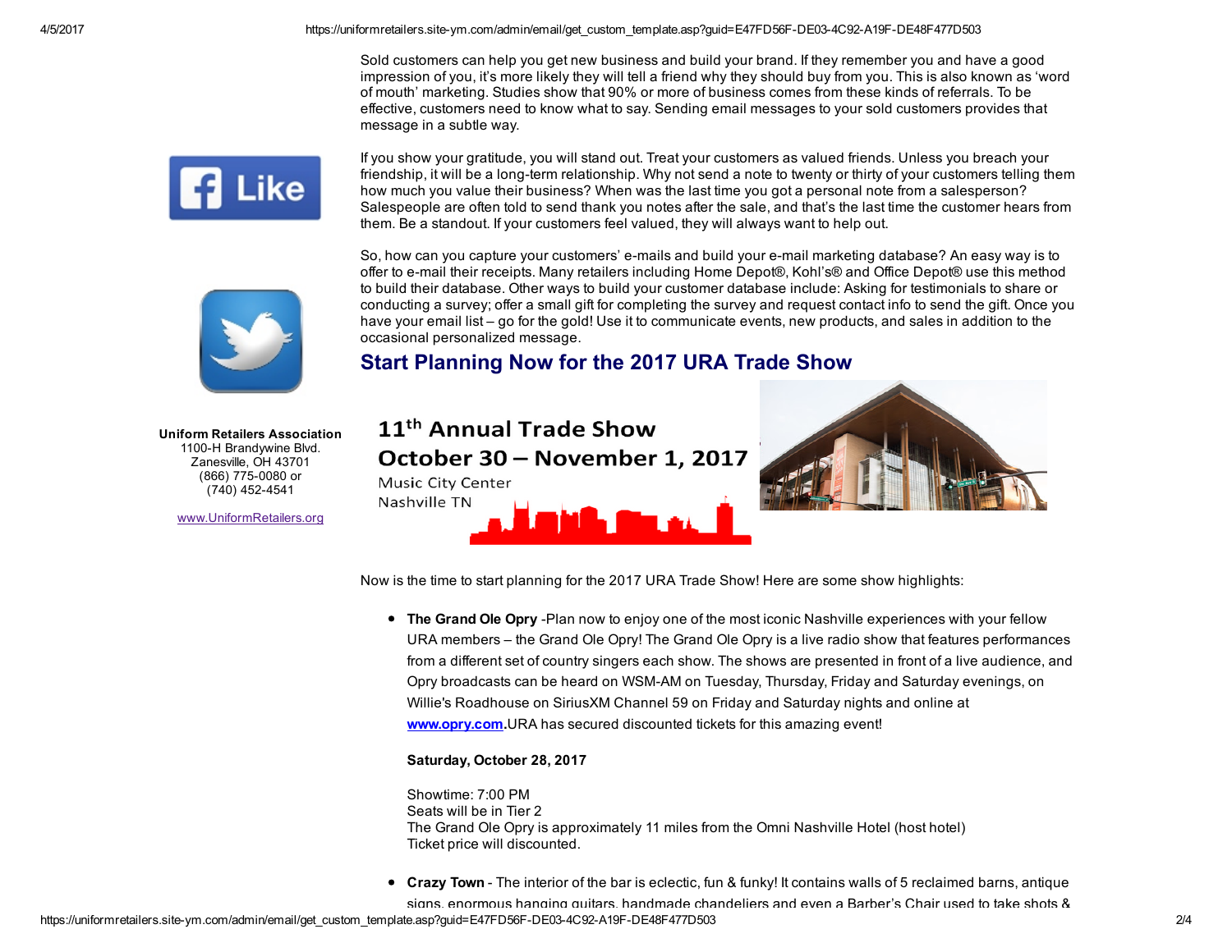Sold customers can help you get new business and build your brand. If they remember you and have a good impression of you, it's more likely they will tell a friend why they should buy from you. This is also known as 'word of mouth' marketing. Studies show that 90% or more of business comes from these kinds of referrals. To be effective, customers need to know what to say. Sending email messages to your sold customers provides that message in a subtle way.

If you show your gratitude, you will stand out. Treat your customers as valued friends. Unless you breach your friendship, it will be a long-term relationship. Why not send a note to twenty or thirty of your customers telling them how much you value their business? When was the last time you got a personal note from a salesperson? Salespeople are often told to send thank you notes after the sale, and that's the last time the customer hears from them. Be a standout. If your customers feel valued, they will always want to help out.

So, how can you capture your customers' e-mails and build your e-mail marketing database? An easy way is to offer to e-mail their receipts. Many retailers including Home Depot®, Kohl's® and Office Depot® use this method to build their database. Other ways to build your customer database include: Asking for testimonials to share or conducting a survey; offer a small gift for completing the survey and request contact info to send the gift. Once you have your email list – go for the gold! Use it to communicate events, new products, and sales in addition to the occasional personalized message.

**Uniform Retailers Association**
1100-H Brandywine Blvd.
Zanesville, OH 43701
(866) 775-0080 or
(740) 452-4541

www.UniformRetailers.org

## Start Planning Now for the 2017 URA Trade Show

**11th Annual Trade Show**
**October 30 – November 1, 2017**
Music City Center
Nashville TN

Now is the time to start planning for the 2017 URA Trade Show! Here are some show highlights:

- **The Grand Ole Opry** -Plan now to enjoy one of the most iconic Nashville experiences with your fellow URA members – the Grand Ole Opry! The Grand Ole Opry is a live radio show that features performances from a different set of country singers each show. The shows are presented in front of a live audience, and Opry broadcasts can be heard on WSM-AM on Tuesday, Thursday, Friday and Saturday evenings, on Willie's Roadhouse on SiriusXM Channel 59 on Friday and Saturday nights and online at **www.opry.com**.URA has secured discounted tickets for this amazing event!

  **Saturday, October 28, 2017**

  Showtime: 7:00 PM
  Seats will be in Tier 2
  The Grand Ole Opry is approximately 11 miles from the Omni Nashville Hotel (host hotel)
  Ticket price will discounted.

- **Crazy Town** - The interior of the bar is eclectic, fun & funky! It contains walls of 5 reclaimed barns, antique signs, enormous hanging guitars, handmade chandeliers and even a Barber's Chair used to take shots &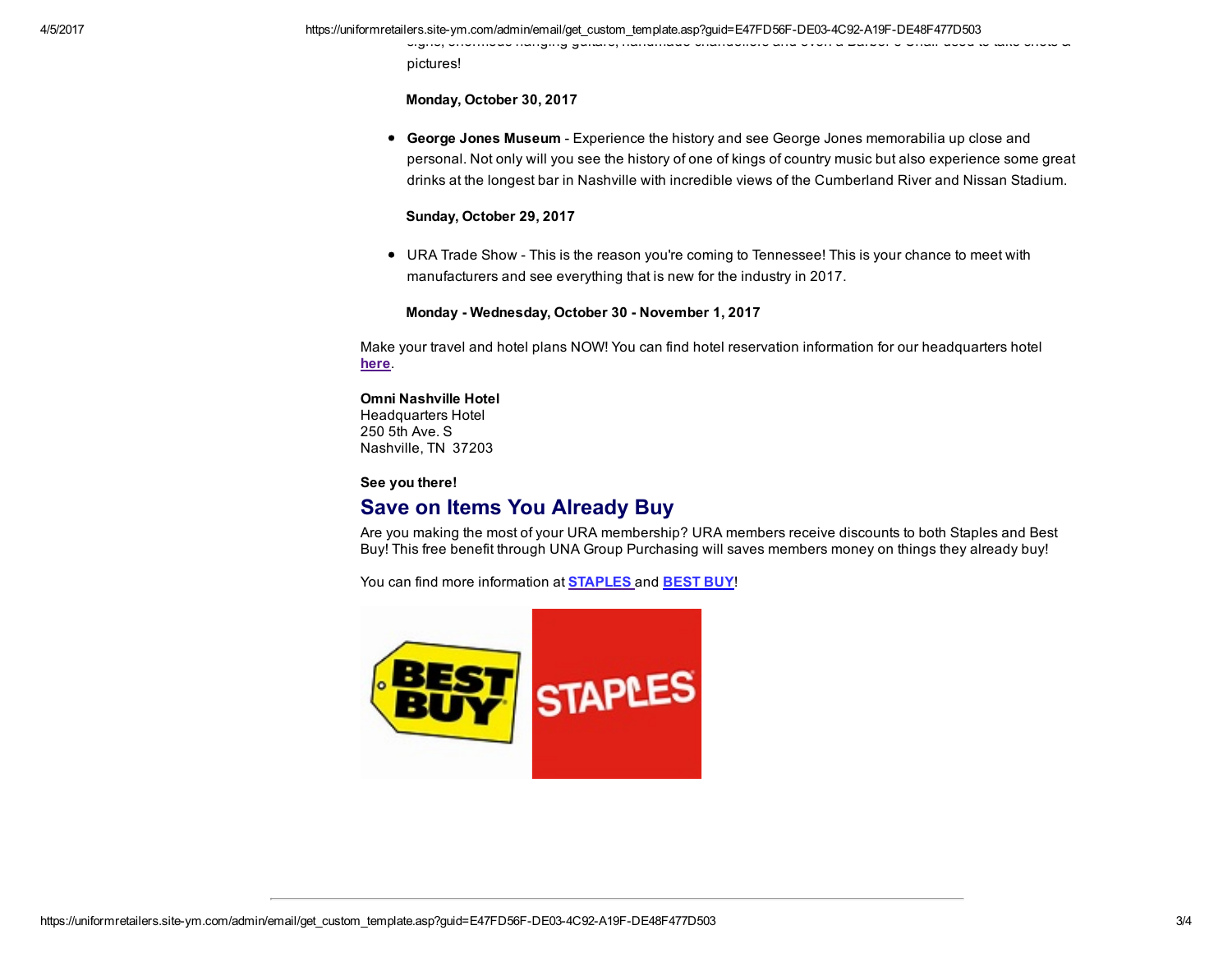pictures!

**Monday, October 30, 2017**

- **George Jones Museum** - Experience the history and see George Jones memorabilia up close and personal. Not only will you see the history of one of kings of country music but also experience some great drinks at the longest bar in Nashville with incredible views of the Cumberland River and Nissan Stadium.

**Sunday, October 29, 2017**

- URA Trade Show - This is the reason you're coming to Tennessee! This is your chance to meet with manufacturers and see everything that is new for the industry in 2017.

**Monday - Wednesday, October 30 - November 1, 2017**

Make your travel and hotel plans NOW! You can find hotel reservation information for our headquarters hotel **here**.

**Omni Nashville Hotel**
Headquarters Hotel
250 5th Ave. S
Nashville, TN 37203

**See you there!**

## Save on Items You Already Buy

Are you making the most of your URA membership? URA members receive discounts to both Staples and Best Buy! This free benefit through UNA Group Purchasing will saves members money on things they already buy!

You can find more information at **STAPLES** and **BEST BUY**!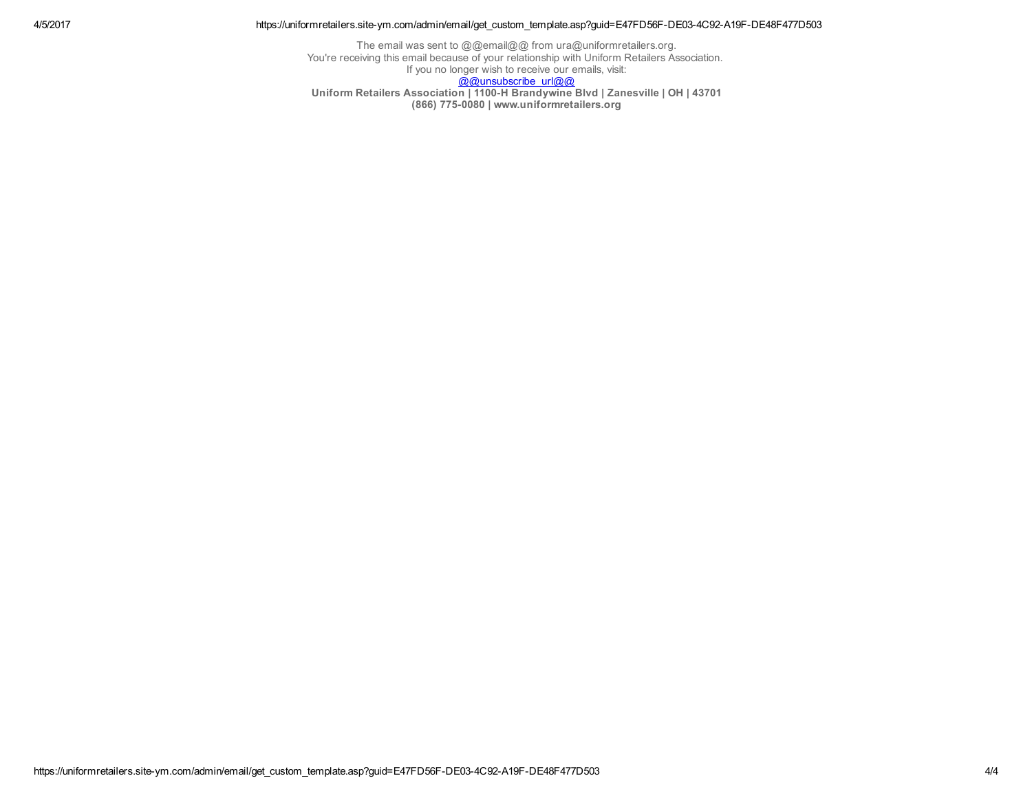The email was sent to @@email@@ from ura@uniformretailers.org.
You're receiving this email because of your relationship with Uniform Retailers Association.
If you no longer wish to receive our emails, visit:
@@unsubscribe_url@@
**Uniform Retailers Association | 1100-H Brandywine Blvd | Zanesville | OH | 43701**
**(866) 775-0080 | www.uniformretailers.org**